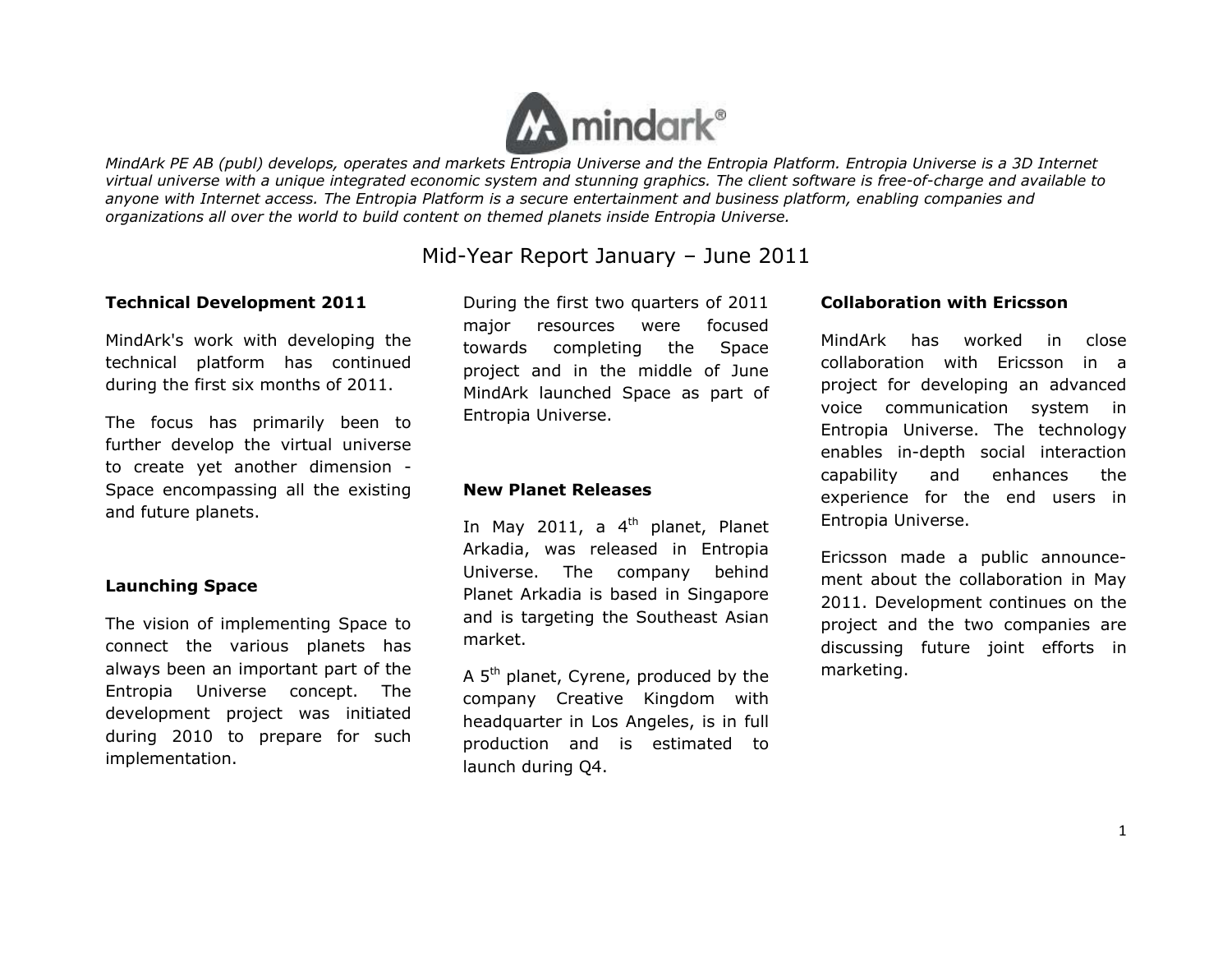*MindArk PE AB (publ) develops, operates and markets Entropia Universe and the Entropia Platform. Entropia Universe is a 3D Internet virtual universe with a unique integrated economic system and stunning graphics. The client software is free-of-charge and available to anyone with Internet access. The Entropia Platform is a secure entertainment and business platform, enabling companies and organizations all over the world to build content on themed planets inside Entropia Universe.*

# Mid-Year Report January – June 2011

**Technical Development 2011**

MindArk's work with developing the technical platform has continued during the first six months of 2011.

The focus has primarily been to further develop the virtual universe to create yet another dimension - Space encompassing all the existing and future planets.

**Launching Space**

The vision of implementing Space to connect the various planets has always been an important part of the Entropia Universe concept. The development project was initiated during 2010 to prepare for such implementation.

During the first two quarters of 2011 major resources were focused towards completing the Space project and in the middle of June MindArk launched Space as part of Entropia Universe.

**New Planet Releases**

In May 2011, a 4th planet, Planet Arkadia, was released in Entropia Universe. The company behind Planet Arkadia is based in Singapore and is targeting the Southeast Asian market.

A 5th planet, Cyrene, produced by the company Creative Kingdom with headquarter in Los Angeles, is in full production and is estimated to launch during Q4.

**Collaboration with Ericsson**

MindArk has worked in close collaboration with Ericsson in a project for developing an advanced voice communication system in Entropia Universe. The technology enables in-depth social interaction capability and enhances the experience for the end users in Entropia Universe.

Ericsson made a public announcement about the collaboration in May 2011. Development continues on the project and the two companies are discussing future joint efforts in marketing.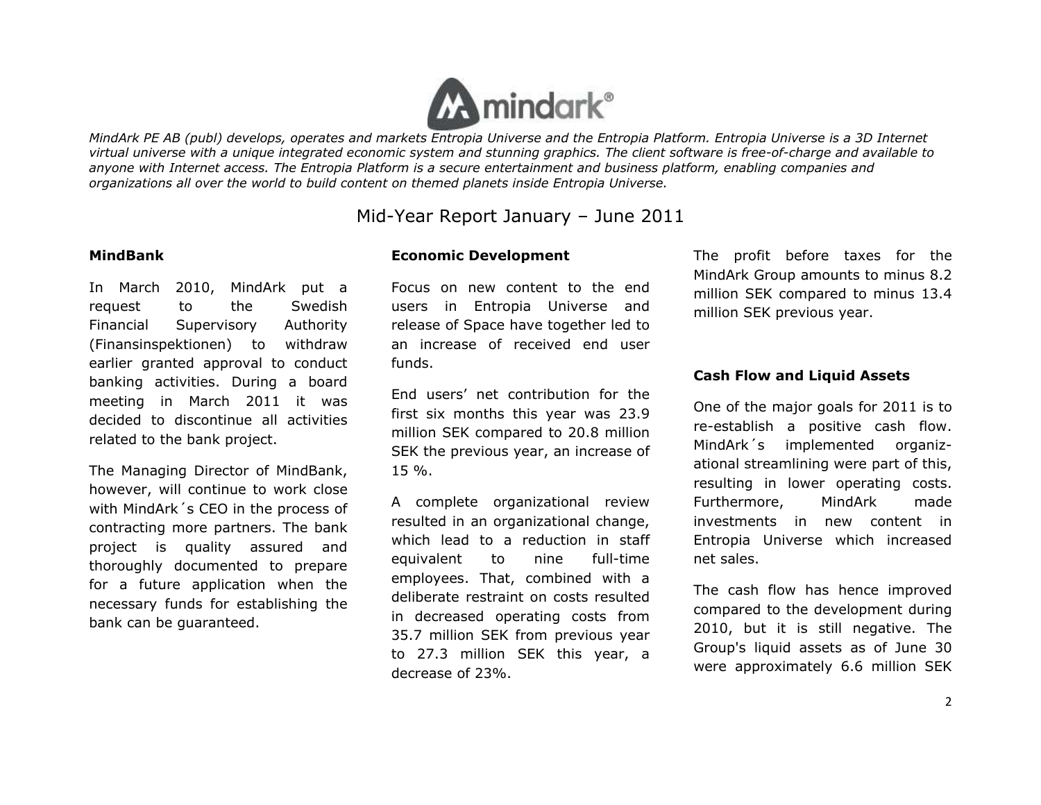*MindArk PE AB (publ) develops, operates and markets Entropia Universe and the Entropia Platform. Entropia Universe is a 3D Internet virtual universe with a unique integrated economic system and stunning graphics. The client software is free-of-charge and available to anyone with Internet access. The Entropia Platform is a secure entertainment and business platform, enabling companies and organizations all over the world to build content on themed planets inside Entropia Universe.*

# Mid-Year Report January – June 2011

**MindBank**

In March 2010, MindArk put a request to the Swedish Financial Supervisory Authority (Finansinspektionen) to withdraw earlier granted approval to conduct banking activities. During a board meeting in March 2011 it was decided to discontinue all activities related to the bank project.

The Managing Director of MindBank, however, will continue to work close with MindArk´s CEO in the process of contracting more partners. The bank project is quality assured and thoroughly documented to prepare for a future application when the necessary funds for establishing the bank can be guaranteed.

**Economic Development**

Focus on new content to the end users in Entropia Universe and release of Space have together led to an increase of received end user funds.

End users' net contribution for the first six months this year was 23.9 million SEK compared to 20.8 million SEK the previous year, an increase of 15 %.

A complete organizational review resulted in an organizational change, which lead to a reduction in staff equivalent to nine full-time employees. That, combined with a deliberate restraint on costs resulted in decreased operating costs from 35.7 million SEK from previous year to 27.3 million SEK this year, a decrease of 23%.

The profit before taxes for the MindArk Group amounts to minus 8.2 million SEK compared to minus 13.4 million SEK previous year.

**Cash Flow and Liquid Assets**

One of the major goals for 2011 is to re-establish a positive cash flow. MindArk´s implemented organizational streamlining were part of this, resulting in lower operating costs. Furthermore, MindArk made investments in new content in Entropia Universe which increased net sales.

The cash flow has hence improved compared to the development during 2010, but it is still negative. The Group's liquid assets as of June 30 were approximately 6.6 million SEK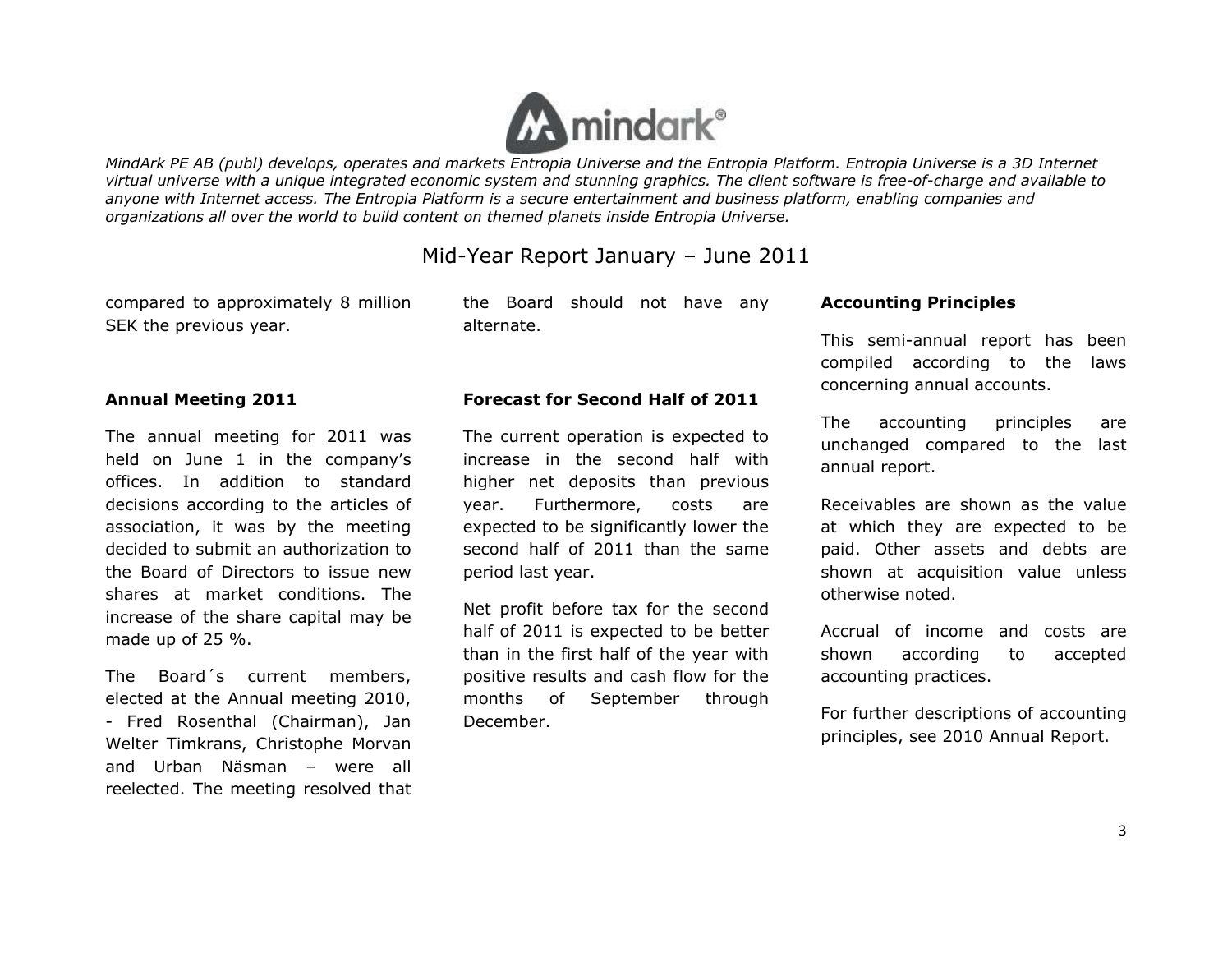MindArk PE AB (publ) develops, operates and markets Entropia Universe and the Entropia Platform. Entropia Universe is a 3D Internet virtual universe with a unique integrated economic system and stunning graphics. The client software is free-of-charge and available to anyone with Internet access. The Entropia Platform is a secure entertainment and business platform, enabling companies and organizations all over the world to build content on themed planets inside Entropia Universe.

## Mid-Year Report January – June 2011

compared to approximately 8 million SEK the previous year.

**Annual Meeting 2011**

The annual meeting for 2011 was held on June 1 in the company's offices. In addition to standard decisions according to the articles of association, it was by the meeting decided to submit an authorization to the Board of Directors to issue new shares at market conditions. The increase of the share capital may be made up of 25 %.

The Board´s current members, elected at the Annual meeting 2010, - Fred Rosenthal (Chairman), Jan Welter Timkrans, Christophe Morvan and Urban Näsman – were all reelected. The meeting resolved that the Board should not have any alternate.

**Forecast for Second Half of 2011**

The current operation is expected to increase in the second half with higher net deposits than previous year. Furthermore, costs are expected to be significantly lower the second half of 2011 than the same period last year.

Net profit before tax for the second half of 2011 is expected to be better than in the first half of the year with positive results and cash flow for the months of September through December.

**Accounting Principles**

This semi-annual report has been compiled according to the laws concerning annual accounts.

The accounting principles are unchanged compared to the last annual report.

Receivables are shown as the value at which they are expected to be paid. Other assets and debts are shown at acquisition value unless otherwise noted.

Accrual of income and costs are shown according to accepted accounting practices.

For further descriptions of accounting principles, see 2010 Annual Report.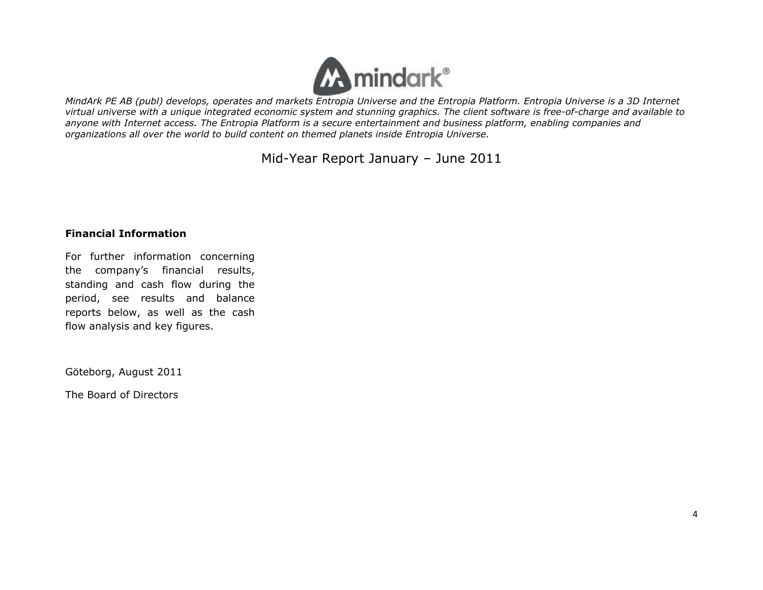*MindArk PE AB (publ) develops, operates and markets Entropia Universe and the Entropia Platform. Entropia Universe is a 3D Internet virtual universe with a unique integrated economic system and stunning graphics. The client software is free-of-charge and available to anyone with Internet access. The Entropia Platform is a secure entertainment and business platform, enabling companies and organizations all over the world to build content on themed planets inside Entropia Universe.*

# Mid-Year Report January – June 2011

**Financial Information**

For further information concerning the company's financial results, standing and cash flow during the period, see results and balance reports below, as well as the cash flow analysis and key figures.

Göteborg, August 2011

The Board of Directors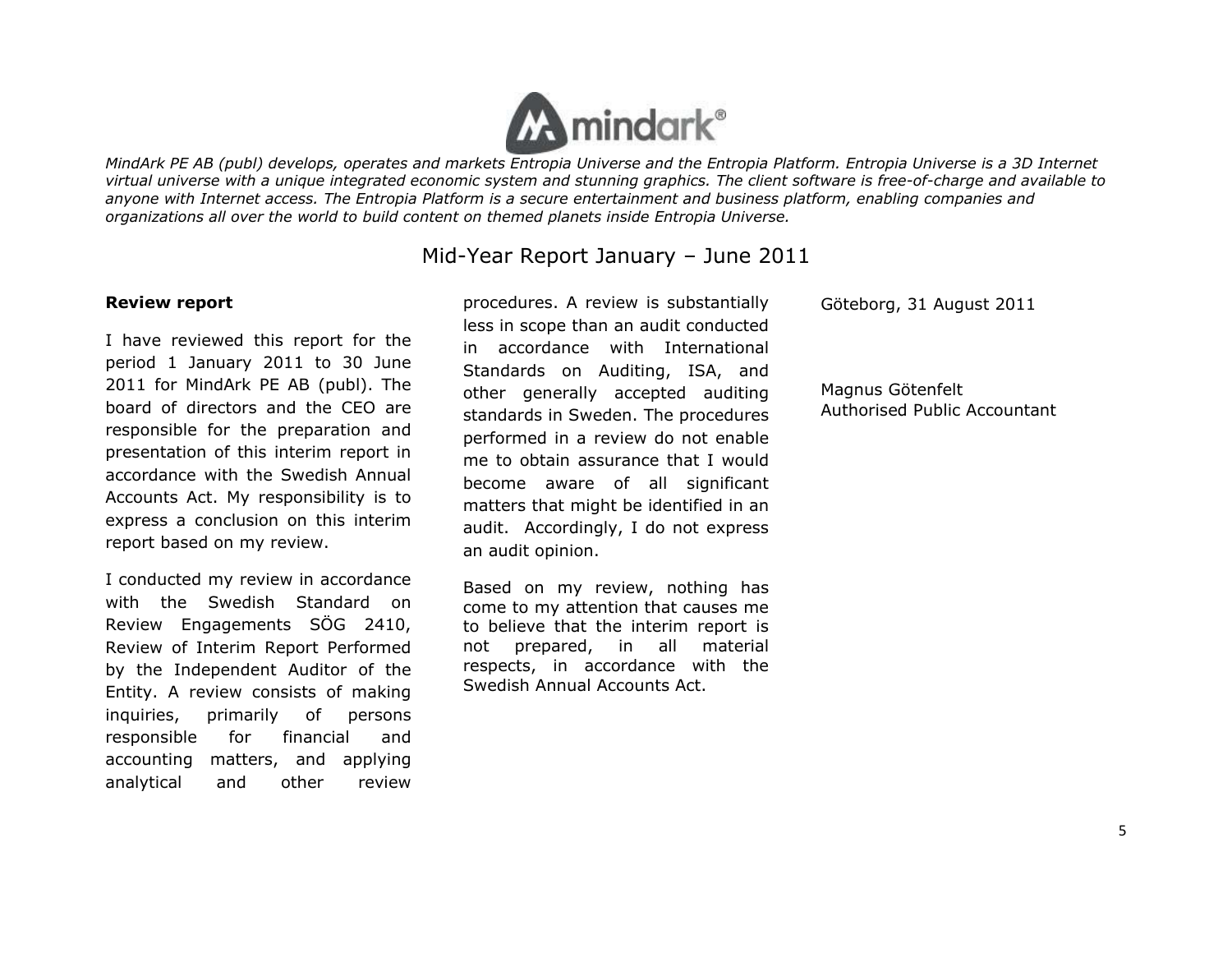*MindArk PE AB (publ) develops, operates and markets Entropia Universe and the Entropia Platform. Entropia Universe is a 3D Internet virtual universe with a unique integrated economic system and stunning graphics. The client software is free-of-charge and available to anyone with Internet access. The Entropia Platform is a secure entertainment and business platform, enabling companies and organizations all over the world to build content on themed planets inside Entropia Universe.*

# Mid-Year Report January – June 2011

**Review report**

I have reviewed this report for the period 1 January 2011 to 30 June 2011 for MindArk PE AB (publ). The board of directors and the CEO are responsible for the preparation and presentation of this interim report in accordance with the Swedish Annual Accounts Act. My responsibility is to express a conclusion on this interim report based on my review.

I conducted my review in accordance with the Swedish Standard on Review Engagements SÖG 2410, Review of Interim Report Performed by the Independent Auditor of the Entity. A review consists of making inquiries, primarily of persons responsible for financial and accounting matters, and applying analytical and other review procedures. A review is substantially less in scope than an audit conducted in accordance with International Standards on Auditing, ISA, and other generally accepted auditing standards in Sweden. The procedures performed in a review do not enable me to obtain assurance that I would become aware of all significant matters that might be identified in an audit. Accordingly, I do not express an audit opinion.

Based on my review, nothing has come to my attention that causes me to believe that the interim report is not prepared, in all material respects, in accordance with the Swedish Annual Accounts Act.

Göteborg, 31 August 2011

Magnus Götenfelt
Authorised Public Accountant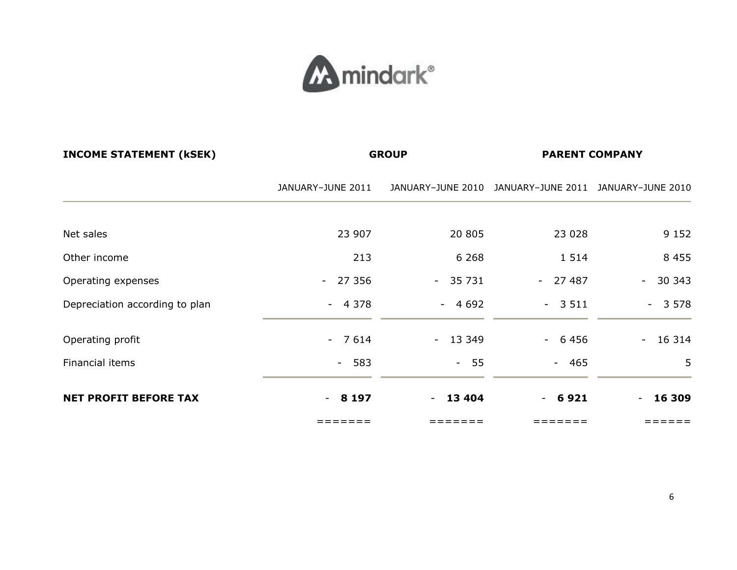| INCOME STATEMENT (kSEK) | GROUP | | PARENT COMPANY | |
|---|---|---|---|---|
| | JANUARY–JUNE 2011 | JANUARY–JUNE 2010 | JANUARY–JUNE 2011 | JANUARY–JUNE 2010 |
| Net sales | 23 907 | 20 805 | 23 028 | 9 152 |
| Other income | 213 | 6 268 | 1 514 | 8 455 |
| Operating expenses | - 27 356 | - 35 731 | - 27 487 | - 30 343 |
| Depreciation according to plan | - 4 378 | - 4 692 | - 3 511 | - 3 578 |
| Operating profit | - 7 614 | - 13 349 | - 6 456 | - 16 314 |
| Financial items | - 583 | - 55 | - 465 | 5 |
| **NET PROFIT BEFORE TAX** | - **8 197** | - **13 404** | - **6 921** | - **16 309** |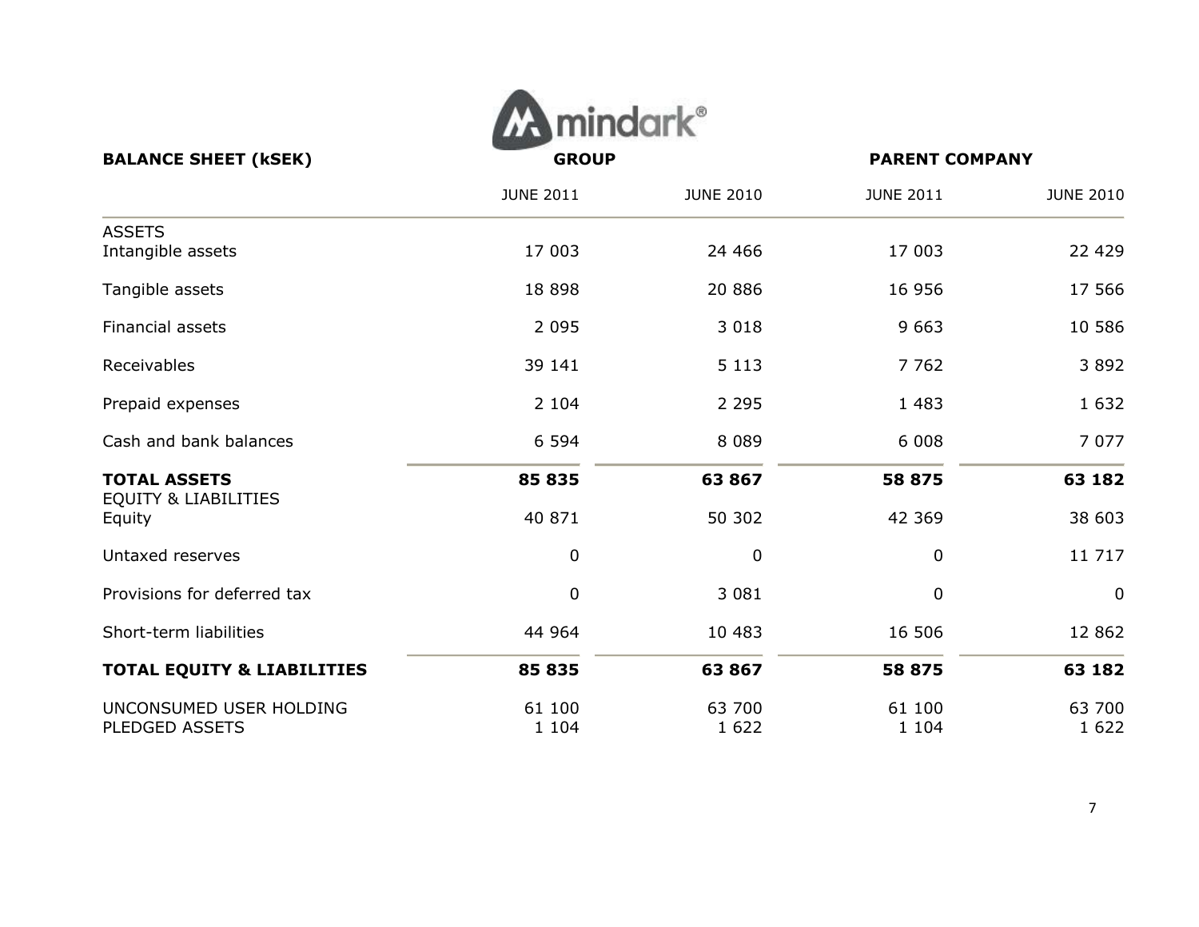| BALANCE SHEET (kSEK) | GROUP | | PARENT COMPANY | |
|---|---|---|---|---|
| | JUNE 2011 | JUNE 2010 | JUNE 2011 | JUNE 2010 |
| ASSETS | | | | |
| Intangible assets | 17 003 | 24 466 | 17 003 | 22 429 |
| Tangible assets | 18 898 | 20 886 | 16 956 | 17 566 |
| Financial assets | 2 095 | 3 018 | 9 663 | 10 586 |
| Receivables | 39 141 | 5 113 | 7 762 | 3 892 |
| Prepaid expenses | 2 104 | 2 295 | 1 483 | 1 632 |
| Cash and bank balances | 6 594 | 8 089 | 6 008 | 7 077 |
| **TOTAL ASSETS** | **85 835** | **63 867** | **58 875** | **63 182** |
| EQUITY & LIABILITIES | | | | |
| Equity | 40 871 | 50 302 | 42 369 | 38 603 |
| Untaxed reserves | 0 | 0 | 0 | 11 717 |
| Provisions for deferred tax | 0 | 3 081 | 0 | 0 |
| Short-term liabilities | 44 964 | 10 483 | 16 506 | 12 862 |
| **TOTAL EQUITY & LIABILITIES** | **85 835** | **63 867** | **58 875** | **63 182** |
| UNCONSUMED USER HOLDING | 61 100 | 63 700 | 61 100 | 63 700 |
| PLEDGED ASSETS | 1 104 | 1 622 | 1 104 | 1 622 |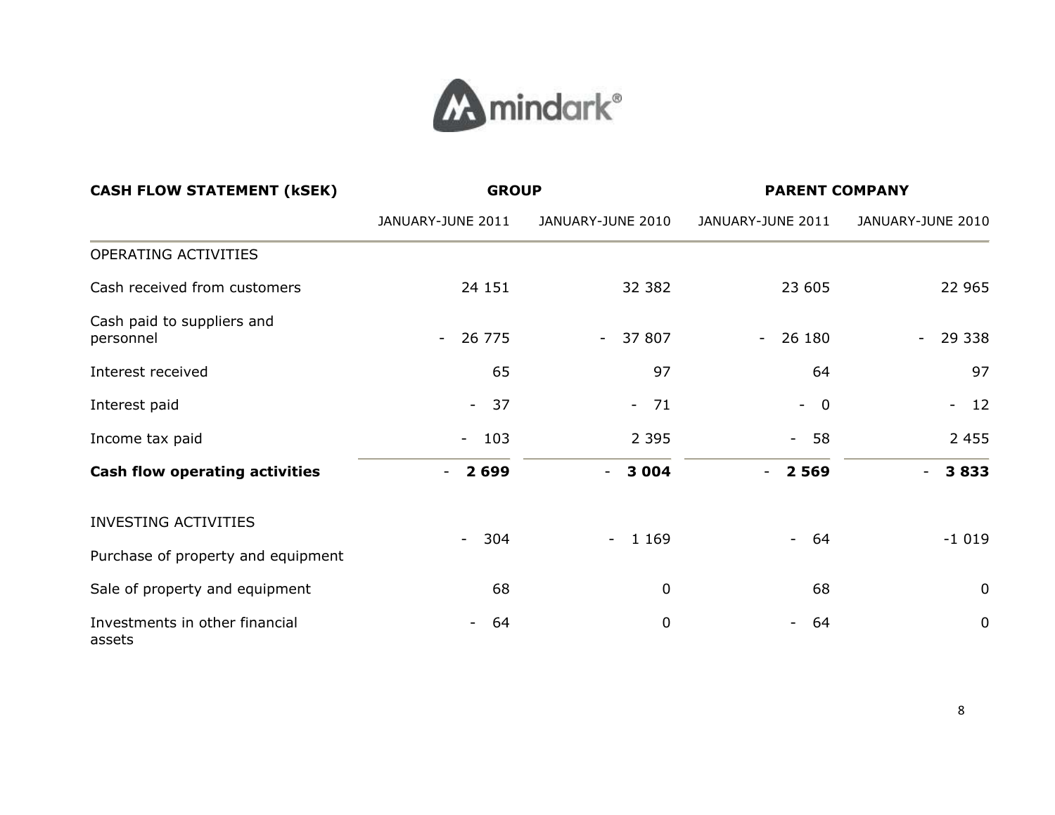| CASH FLOW STATEMENT (kSEK) | GROUP | | PARENT COMPANY | |
|---|---|---|---|---|
| | JANUARY-JUNE 2011 | JANUARY-JUNE 2010 | JANUARY-JUNE 2011 | JANUARY-JUNE 2010 |
| OPERATING ACTIVITIES | | | | |
| Cash received from customers | 24 151 | 32 382 | 23 605 | 22 965 |
| Cash paid to suppliers and personnel | - 26 775 | - 37 807 | - 26 180 | - 29 338 |
| Interest received | 65 | 97 | 64 | 97 |
| Interest paid | - 37 | - 71 | - 0 | - 12 |
| Income tax paid | - 103 | 2 395 | - 58 | 2 455 |
| **Cash flow operating activities** | **- 2 699** | **- 3 004** | **- 2 569** | **- 3 833** |
| INVESTING ACTIVITIES | | | | |
| Purchase of property and equipment | - 304 | - 1 169 | - 64 | -1 019 |
| Sale of property and equipment | 68 | 0 | 68 | 0 |
| Investments in other financial assets | - 64 | 0 | - 64 | 0 |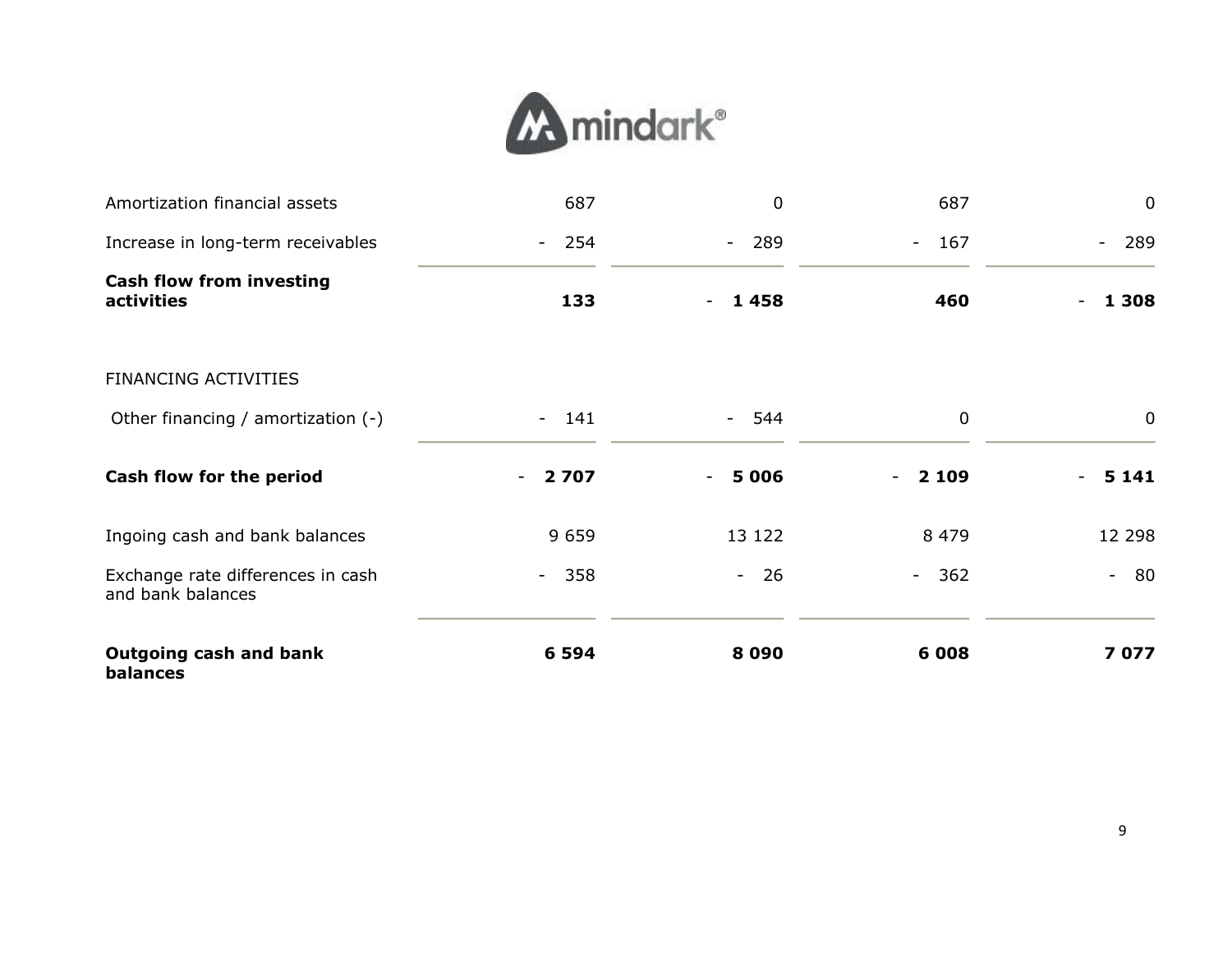| | | | | |
|---|---|---|---|---|
| Amortization financial assets | 687 | 0 | 687 | 0 |
| Increase in long-term receivables | - 254 | - 289 | - 167 | - 289 |
| **Cash flow from investing activities** | **133** | - **1 458** | **460** | - **1 308** |
| | | | | |
| FINANCING ACTIVITIES | | | | |
| Other financing / amortization (-) | - 141 | - 544 | 0 | 0 |
| **Cash flow for the period** | - **2 707** | - **5 006** | - **2 109** | - **5 141** |
| Ingoing cash and bank balances | 9 659 | 13 122 | 8 479 | 12 298 |
| Exchange rate differences in cash and bank balances | - 358 | - 26 | - 362 | - 80 |
| **Outgoing cash and bank balances** | **6 594** | **8 090** | **6 008** | **7 077** |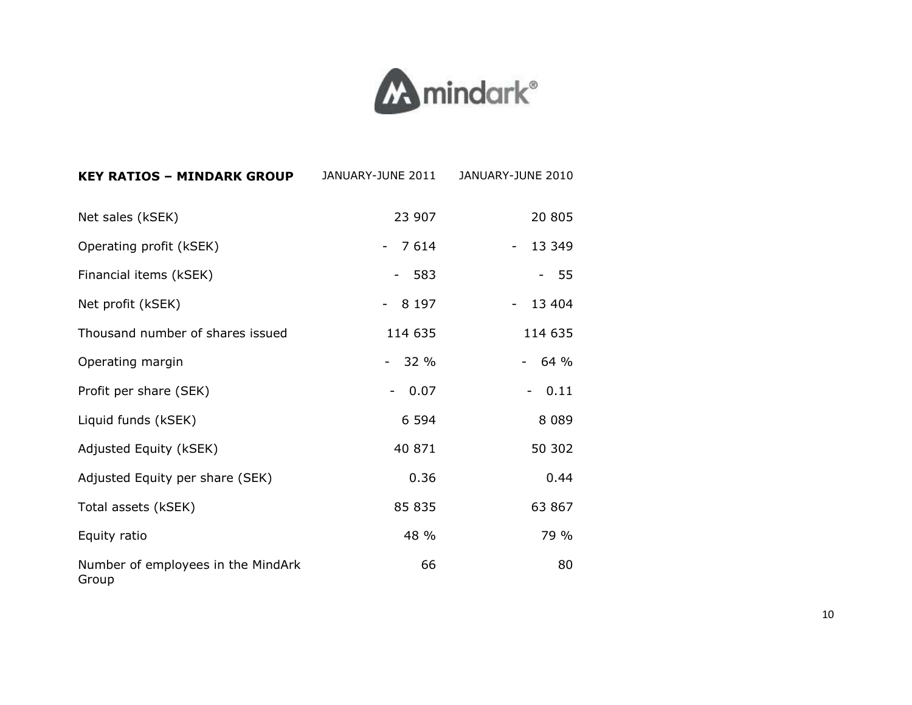| KEY RATIOS – MINDARK GROUP | JANUARY-JUNE 2011 | JANUARY-JUNE 2010 |
|---|---|---|
| Net sales (kSEK) | 23 907 | 20 805 |
| Operating profit (kSEK) | - 7 614 | - 13 349 |
| Financial items (kSEK) | - 583 | - 55 |
| Net profit (kSEK) | - 8 197 | - 13 404 |
| Thousand number of shares issued | 114 635 | 114 635 |
| Operating margin | - 32 % | - 64 % |
| Profit per share (SEK) | - 0.07 | - 0.11 |
| Liquid funds (kSEK) | 6 594 | 8 089 |
| Adjusted Equity (kSEK) | 40 871 | 50 302 |
| Adjusted Equity per share (SEK) | 0.36 | 0.44 |
| Total assets (kSEK) | 85 835 | 63 867 |
| Equity ratio | 48 % | 79 % |
| Number of employees in the MindArk Group | 66 | 80 |